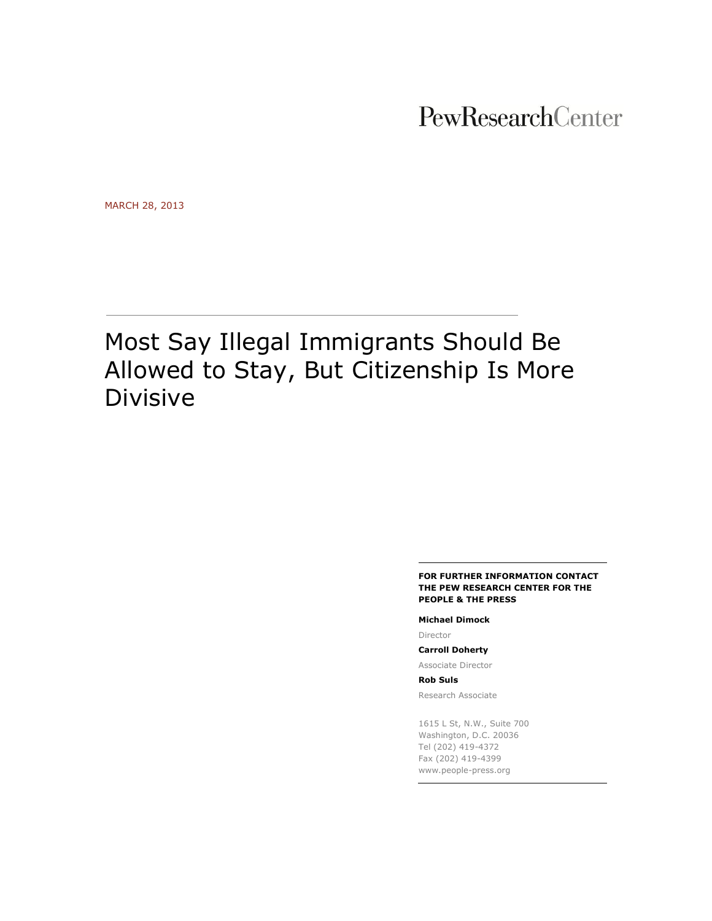PewResearchCenter

MARCH 28, 2013

# Most Say Illegal Immigrants Should Be Allowed to Stay, But Citizenship Is More Divisive

**FOR FURTHER INFORMATION CONTACT THE PEW RESEARCH CENTER FOR THE PEOPLE & THE PRESS**

**Michael Dimock**
Director

**Carroll Doherty**
Associate Director

**Rob Suls**
Research Associate

1615 L St, N.W., Suite 700
Washington, D.C. 20036
Tel (202) 419-4372
Fax (202) 419-4399
www.people-press.org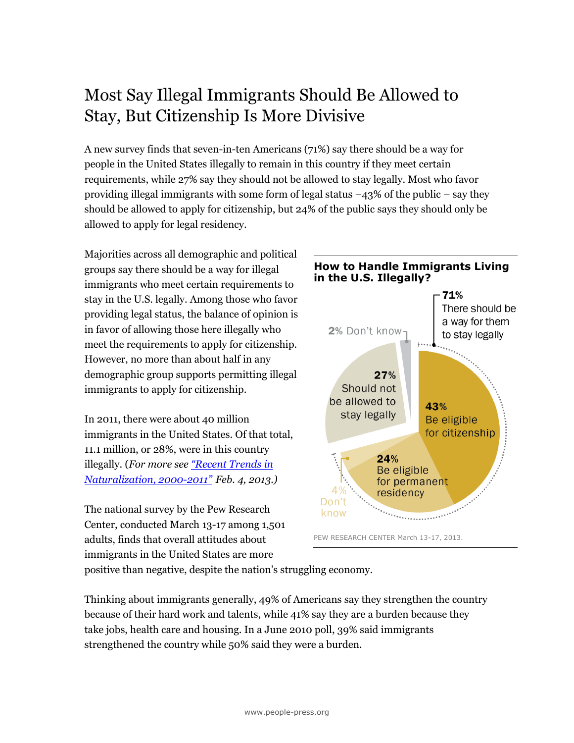# Most Say Illegal Immigrants Should Be Allowed to Stay, But Citizenship Is More Divisive

A new survey finds that seven-in-ten Americans (71%) say there should be a way for people in the United States illegally to remain in this country if they meet certain requirements, while 27% say they should not be allowed to stay legally. Most who favor providing illegal immigrants with some form of legal status –43% of the public – say they should be allowed to apply for citizenship, but 24% of the public says they should only be allowed to apply for legal residency.

Majorities across all demographic and political groups say there should be a way for illegal immigrants who meet certain requirements to stay in the U.S. legally. Among those who favor providing legal status, the balance of opinion is in favor of allowing those here illegally who meet the requirements to apply for citizenship. However, no more than about half in any demographic group supports permitting illegal immigrants to apply for citizenship.

**How to Handle Immigrants Living in the U.S. Illegally?**

- **71%** There should be a way for them to stay legally
  - **43%** Be eligible for citizenship
  - **24%** Be eligible for permanent residency
  - 4% Don't know
- **27%** Should not be allowed to stay legally
- 2% Don't know

PEW RESEARCH CENTER March 13-17, 2013.

In 2011, there were about 40 million immigrants in the United States. Of that total, 11.1 million, or 28%, were in this country illegally. (*For more see "Recent Trends in Naturalization, 2000-2011" Feb. 4, 2013.*)

The national survey by the Pew Research Center, conducted March 13-17 among 1,501 adults, finds that overall attitudes about immigrants in the United States are more positive than negative, despite the nation's struggling economy.

Thinking about immigrants generally, 49% of Americans say they strengthen the country because of their hard work and talents, while 41% say they are a burden because they take jobs, health care and housing. In a June 2010 poll, 39% said immigrants strengthened the country while 50% said they were a burden.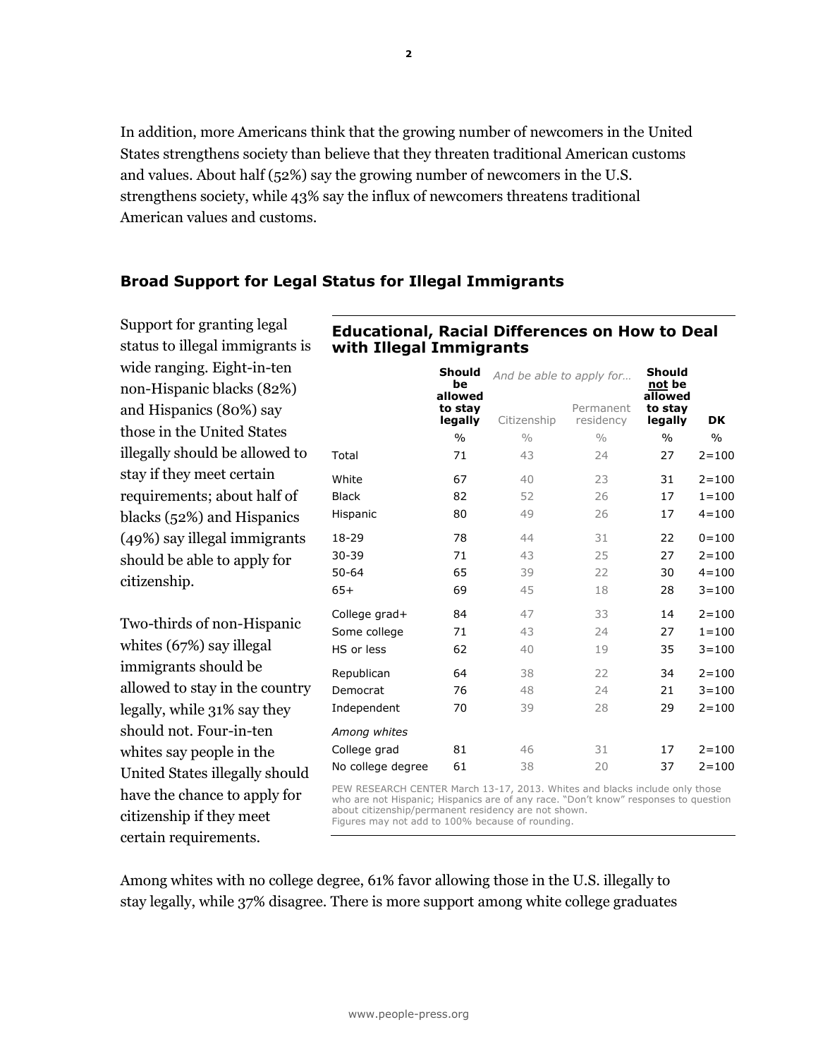In addition, more Americans think that the growing number of newcomers in the United States strengthens society than believe that they threaten traditional American customs and values. About half (52%) say the growing number of newcomers in the U.S. strengthens society, while 43% say the influx of newcomers threatens traditional American values and customs.

## Broad Support for Legal Status for Illegal Immigrants

Support for granting legal status to illegal immigrants is wide ranging. Eight-in-ten non-Hispanic blacks (82%) and Hispanics (80%) say those in the United States illegally should be allowed to stay if they meet certain requirements; about half of blacks (52%) and Hispanics (49%) say illegal immigrants should be able to apply for citizenship.

Two-thirds of non-Hispanic whites (67%) say illegal immigrants should be allowed to stay in the country legally, while 31% say they should not. Four-in-ten whites say people in the United States illegally should have the chance to apply for citizenship if they meet certain requirements.

**Educational, Racial Differences on How to Deal with Illegal Immigrants**

| | Should be allowed to stay legally | *And be able to apply for…* | | Should not be allowed to stay legally | DK |
|---|---|---|---|---|---|
| | | Citizenship | Permanent residency | | |
| | % | % | % | % | % |
| Total | 71 | 43 | 24 | 27 | 2=100 |
| White | 67 | 40 | 23 | 31 | 2=100 |
| Black | 82 | 52 | 26 | 17 | 1=100 |
| Hispanic | 80 | 49 | 26 | 17 | 4=100 |
| 18-29 | 78 | 44 | 31 | 22 | 0=100 |
| 30-39 | 71 | 43 | 25 | 27 | 2=100 |
| 50-64 | 65 | 39 | 22 | 30 | 4=100 |
| 65+ | 69 | 45 | 18 | 28 | 3=100 |
| College grad+ | 84 | 47 | 33 | 14 | 2=100 |
| Some college | 71 | 43 | 24 | 27 | 1=100 |
| HS or less | 62 | 40 | 19 | 35 | 3=100 |
| Republican | 64 | 38 | 22 | 34 | 2=100 |
| Democrat | 76 | 48 | 24 | 21 | 3=100 |
| Independent | 70 | 39 | 28 | 29 | 2=100 |
| *Among whites* | | | | | |
| College grad | 81 | 46 | 31 | 17 | 2=100 |
| No college degree | 61 | 38 | 20 | 37 | 2=100 |

PEW RESEARCH CENTER March 13-17, 2013. Whites and blacks include only those who are not Hispanic; Hispanics are of any race. "Don't know" responses to question about citizenship/permanent residency are not shown.
Figures may not add to 100% because of rounding.

Among whites with no college degree, 61% favor allowing those in the U.S. illegally to stay legally, while 37% disagree. There is more support among white college graduates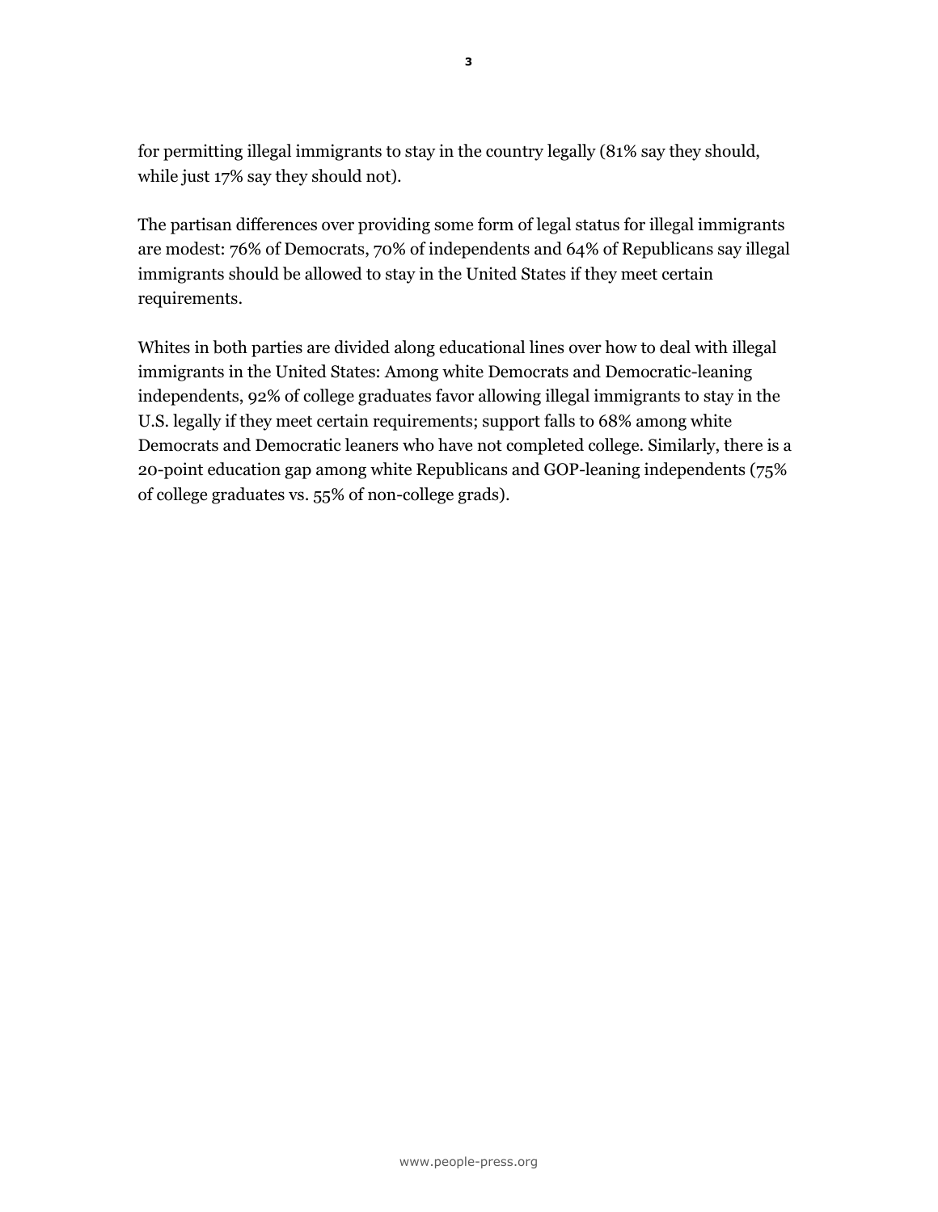for permitting illegal immigrants to stay in the country legally (81% say they should, while just 17% say they should not).

The partisan differences over providing some form of legal status for illegal immigrants are modest: 76% of Democrats, 70% of independents and 64% of Republicans say illegal immigrants should be allowed to stay in the United States if they meet certain requirements.

Whites in both parties are divided along educational lines over how to deal with illegal immigrants in the United States: Among white Democrats and Democratic-leaning independents, 92% of college graduates favor allowing illegal immigrants to stay in the U.S. legally if they meet certain requirements; support falls to 68% among white Democrats and Democratic leaners who have not completed college. Similarly, there is a 20-point education gap among white Republicans and GOP-leaning independents (75% of college graduates vs. 55% of non-college grads).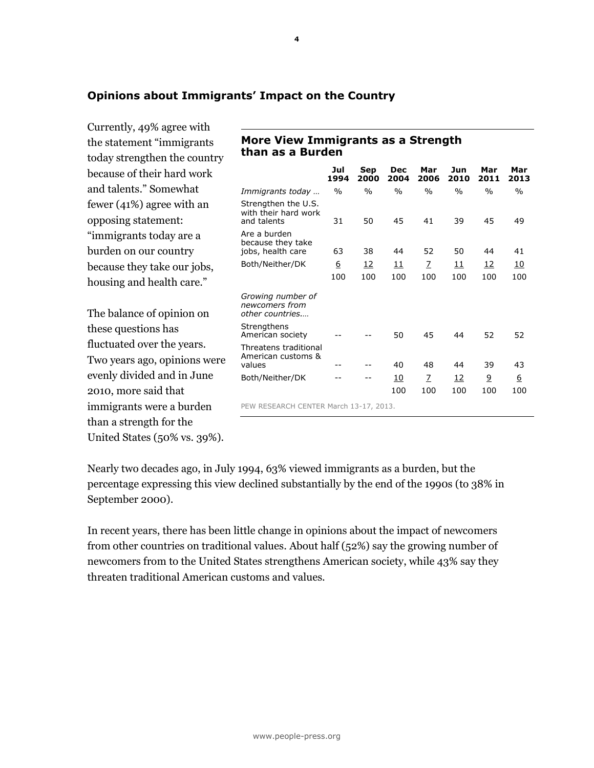## Opinions about Immigrants' Impact on the Country

Currently, 49% agree with the statement "immigrants today strengthen the country because of their hard work and talents." Somewhat fewer (41%) agree with an opposing statement: "immigrants today are a burden on our country because they take our jobs, housing and health care."

The balance of opinion on these questions has fluctuated over the years. Two years ago, opinions were evenly divided and in June 2010, more said that immigrants were a burden than a strength for the United States (50% vs. 39%).

**More View Immigrants as a Strength than as a Burden**

| | Jul 1994 | Sep 2000 | Dec 2004 | Mar 2006 | Jun 2010 | Mar 2011 | Mar 2013 |
|---|---|---|---|---|---|---|---|
| *Immigrants today …* | % | % | % | % | % | % | % |
| Strengthen the U.S. with their hard work and talents | 31 | 50 | 45 | 41 | 39 | 45 | 49 |
| Are a burden because they take jobs, health care | 63 | 38 | 44 | 52 | 50 | 44 | 41 |
| Both/Neither/DK | 6 | 12 | 11 | 7 | 11 | 12 | 10 |
| | 100 | 100 | 100 | 100 | 100 | 100 | 100 |
| *Growing number of newcomers from other countries….* | | | | | | | |
| Strengthens American society | -- | -- | 50 | 45 | 44 | 52 | 52 |
| Threatens traditional American customs & values | -- | -- | 40 | 48 | 44 | 39 | 43 |
| Both/Neither/DK | -- | -- | 10 | 7 | 12 | 9 | 6 |
| | | | 100 | 100 | 100 | 100 | 100 |

PEW RESEARCH CENTER March 13-17, 2013.

Nearly two decades ago, in July 1994, 63% viewed immigrants as a burden, but the percentage expressing this view declined substantially by the end of the 1990s (to 38% in September 2000).

In recent years, there has been little change in opinions about the impact of newcomers from other countries on traditional values. About half (52%) say the growing number of newcomers from to the United States strengthens American society, while 43% say they threaten traditional American customs and values.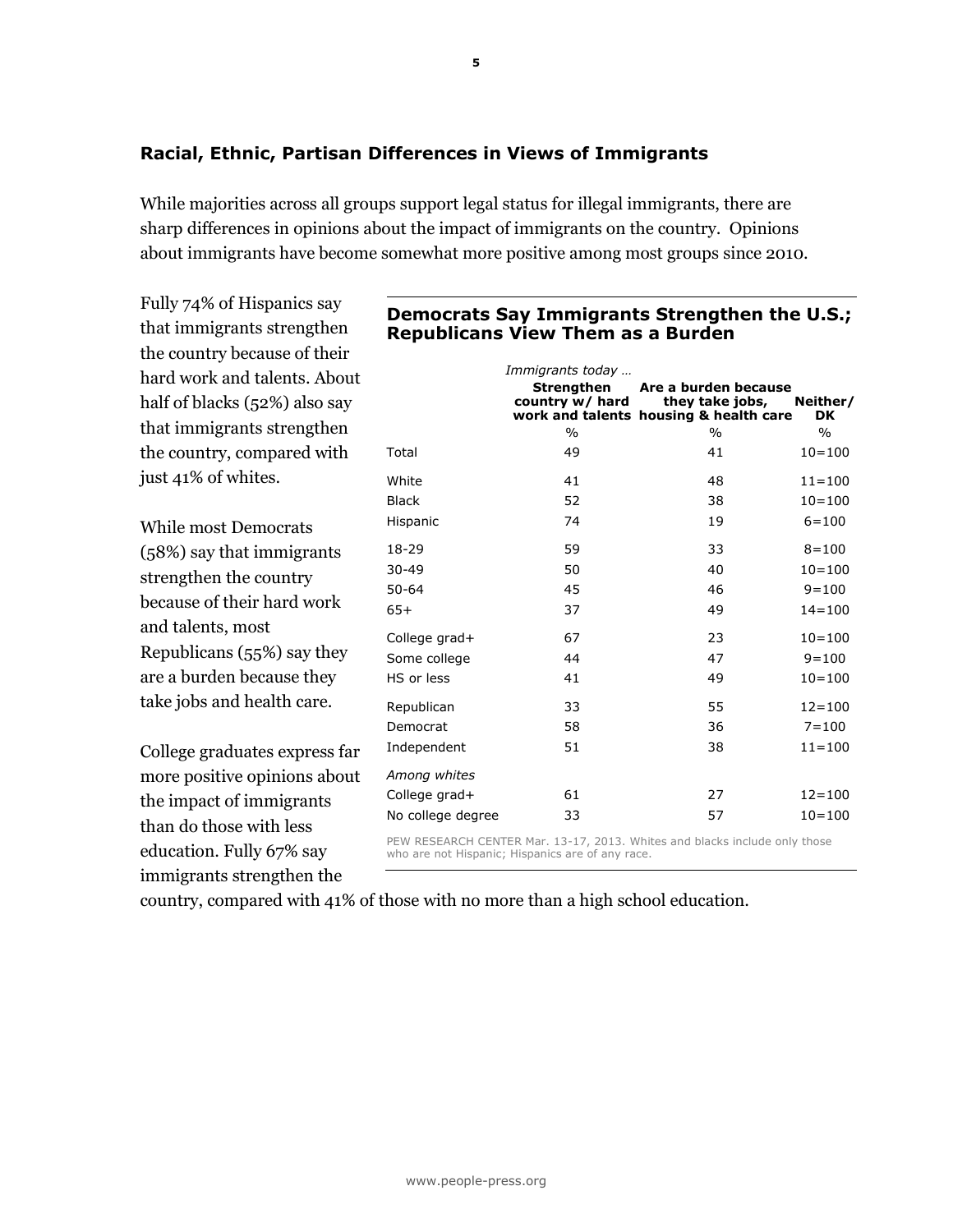## Racial, Ethnic, Partisan Differences in Views of Immigrants

While majorities across all groups support legal status for illegal immigrants, there are sharp differences in opinions about the impact of immigrants on the country. Opinions about immigrants have become somewhat more positive among most groups since 2010.

Fully 74% of Hispanics say that immigrants strengthen the country because of their hard work and talents. About half of blacks (52%) also say that immigrants strengthen the country, compared with just 41% of whites.

While most Democrats (58%) say that immigrants strengthen the country because of their hard work and talents, most Republicans (55%) say they are a burden because they take jobs and health care.

College graduates express far more positive opinions about the impact of immigrants than do those with less education. Fully 67% say immigrants strengthen the country, compared with 41% of those with no more than a high school education.

### Democrats Say Immigrants Strengthen the U.S.; Republicans View Them as a Burden

| | *Immigrants today …* Strengthen country w/ hard work and talents | Are a burden because they take jobs, housing & health care | Neither/ DK |
|---|---|---|---|
| | % | % | % |
| Total | 49 | 41 | 10=100 |
| White | 41 | 48 | 11=100 |
| Black | 52 | 38 | 10=100 |
| Hispanic | 74 | 19 | 6=100 |
| 18-29 | 59 | 33 | 8=100 |
| 30-49 | 50 | 40 | 10=100 |
| 50-64 | 45 | 46 | 9=100 |
| 65+ | 37 | 49 | 14=100 |
| College grad+ | 67 | 23 | 10=100 |
| Some college | 44 | 47 | 9=100 |
| HS or less | 41 | 49 | 10=100 |
| Republican | 33 | 55 | 12=100 |
| Democrat | 58 | 36 | 7=100 |
| Independent | 51 | 38 | 11=100 |
| *Among whites* | | | |
| College grad+ | 61 | 27 | 12=100 |
| No college degree | 33 | 57 | 10=100 |

PEW RESEARCH CENTER Mar. 13-17, 2013. Whites and blacks include only those who are not Hispanic; Hispanics are of any race.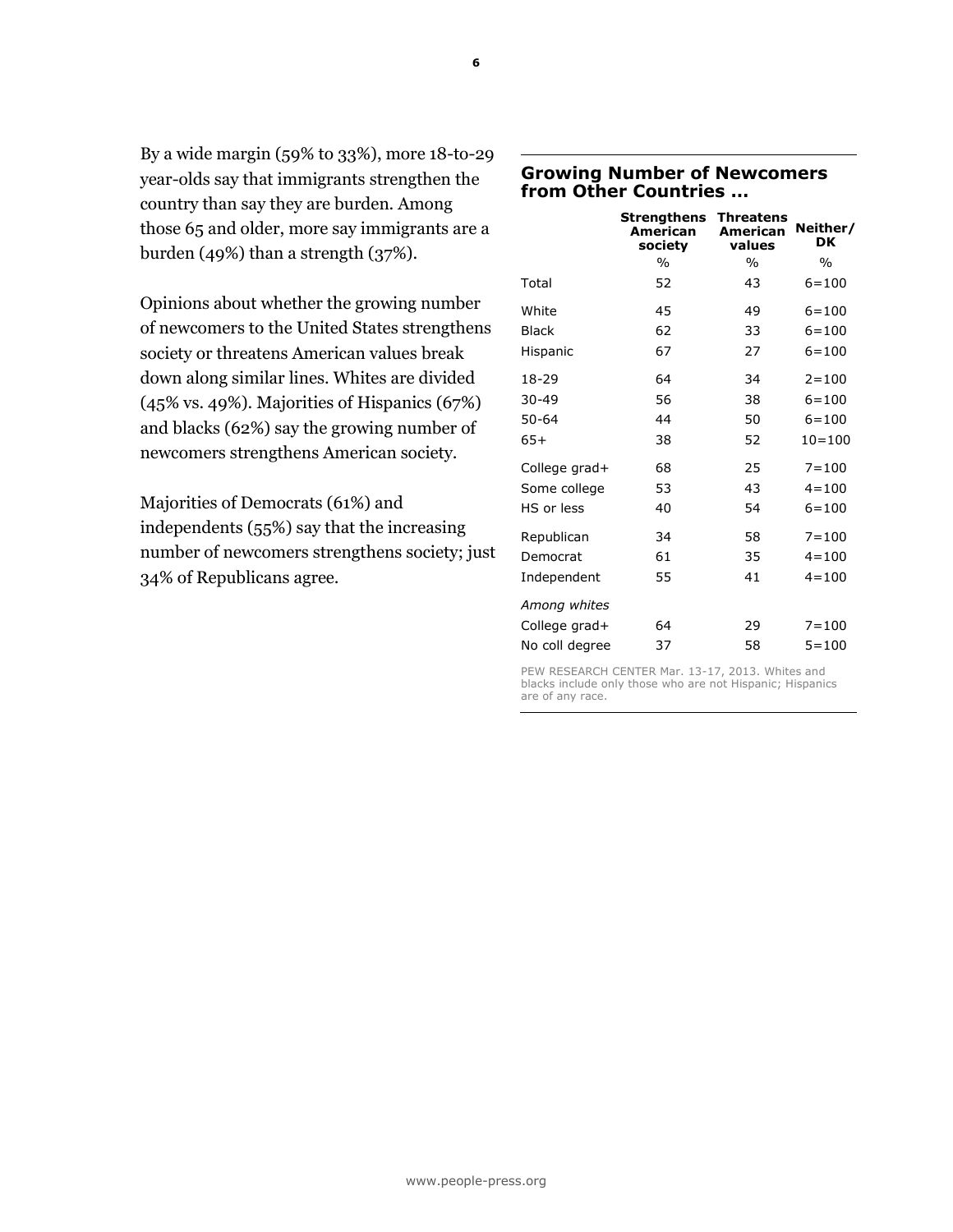By a wide margin (59% to 33%), more 18-to-29 year-olds say that immigrants strengthen the country than say they are burden. Among those 65 and older, more say immigrants are a burden (49%) than a strength (37%).

Opinions about whether the growing number of newcomers to the United States strengthens society or threatens American values break down along similar lines. Whites are divided (45% vs. 49%). Majorities of Hispanics (67%) and blacks (62%) say the growing number of newcomers strengthens American society.

Majorities of Democrats (61%) and independents (55%) say that the increasing number of newcomers strengthens society; just 34% of Republicans agree.

### Growing Number of Newcomers from Other Countries …

| | Strengthens American society | Threatens American values | Neither/ DK |
|---|---|---|---|
| | % | % | % |
| Total | 52 | 43 | 6=100 |
| White | 45 | 49 | 6=100 |
| Black | 62 | 33 | 6=100 |
| Hispanic | 67 | 27 | 6=100 |
| 18-29 | 64 | 34 | 2=100 |
| 30-49 | 56 | 38 | 6=100 |
| 50-64 | 44 | 50 | 6=100 |
| 65+ | 38 | 52 | 10=100 |
| College grad+ | 68 | 25 | 7=100 |
| Some college | 53 | 43 | 4=100 |
| HS or less | 40 | 54 | 6=100 |
| Republican | 34 | 58 | 7=100 |
| Democrat | 61 | 35 | 4=100 |
| Independent | 55 | 41 | 4=100 |
| *Among whites* | | | |
| College grad+ | 64 | 29 | 7=100 |
| No coll degree | 37 | 58 | 5=100 |

PEW RESEARCH CENTER Mar. 13-17, 2013. Whites and blacks include only those who are not Hispanic; Hispanics are of any race.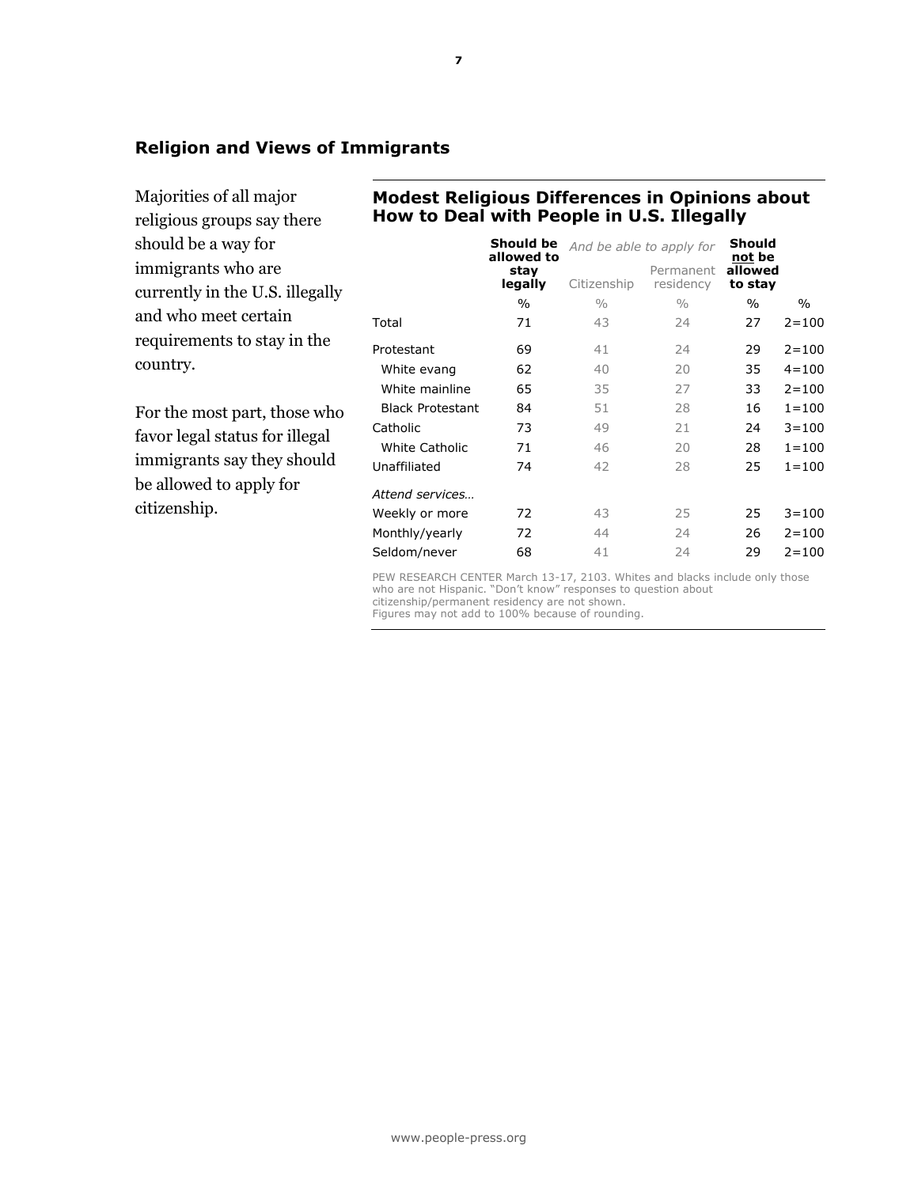## Religion and Views of Immigrants

Majorities of all major religious groups say there should be a way for immigrants who are currently in the U.S. illegally and who meet certain requirements to stay in the country.

For the most part, those who favor legal status for illegal immigrants say they should be allowed to apply for citizenship.

### Modest Religious Differences in Opinions about How to Deal with People in U.S. Illegally

| | Should be allowed to stay legally | *And be able to apply for* | | Should not be allowed to stay | |
|---|---|---|---|---|---|
| | | Citizenship | Permanent residency | | |
| | % | % | % | % | % |
| Total | 71 | 43 | 24 | 27 | 2=100 |
| Protestant | 69 | 41 | 24 | 29 | 2=100 |
| White evang | 62 | 40 | 20 | 35 | 4=100 |
| White mainline | 65 | 35 | 27 | 33 | 2=100 |
| Black Protestant | 84 | 51 | 28 | 16 | 1=100 |
| Catholic | 73 | 49 | 21 | 24 | 3=100 |
| White Catholic | 71 | 46 | 20 | 28 | 1=100 |
| Unaffiliated | 74 | 42 | 28 | 25 | 1=100 |
| *Attend services…* | | | | | |
| Weekly or more | 72 | 43 | 25 | 25 | 3=100 |
| Monthly/yearly | 72 | 44 | 24 | 26 | 2=100 |
| Seldom/never | 68 | 41 | 24 | 29 | 2=100 |

PEW RESEARCH CENTER March 13-17, 2103. Whites and blacks include only those who are not Hispanic. "Don't know" responses to question about citizenship/permanent residency are not shown.
Figures may not add to 100% because of rounding.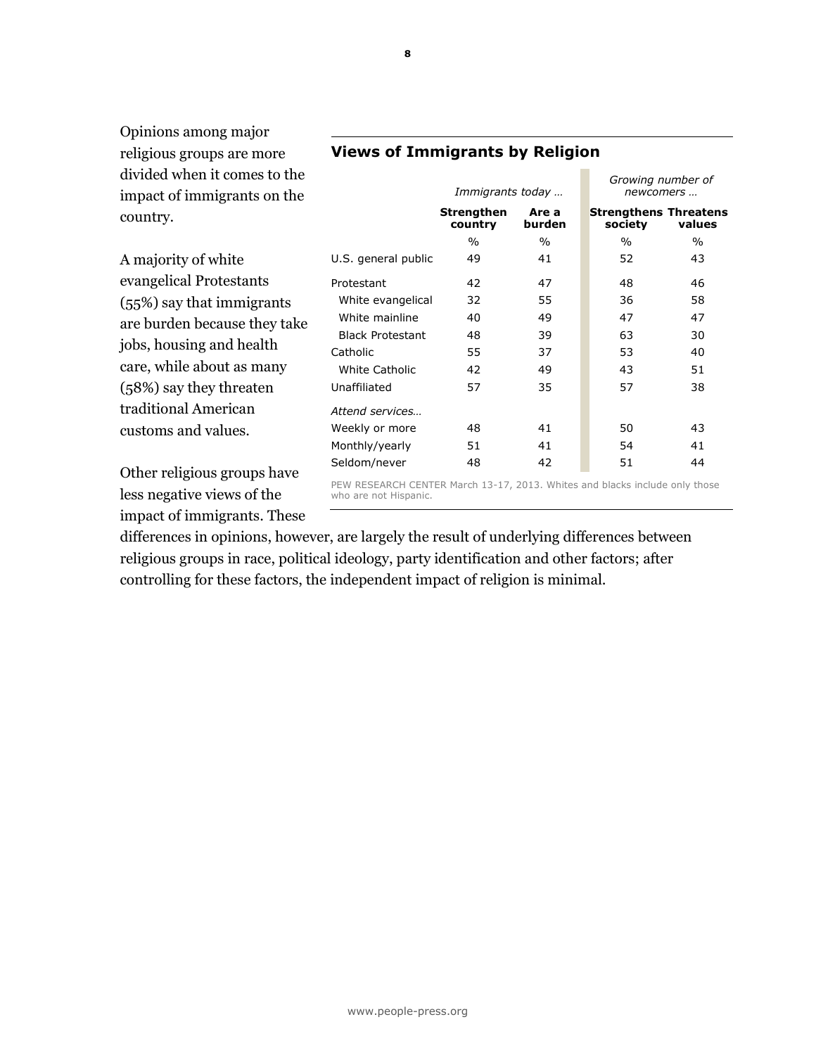Opinions among major religious groups are more divided when it comes to the impact of immigrants on the country.

A majority of white evangelical Protestants (55%) say that immigrants are burden because they take jobs, housing and health care, while about as many (58%) say they threaten traditional American customs and values.

Other religious groups have less negative views of the impact of immigrants. These differences in opinions, however, are largely the result of underlying differences between religious groups in race, political ideology, party identification and other factors; after controlling for these factors, the independent impact of religion is minimal.

### Views of Immigrants by Religion

| | *Immigrants today …* | | *Growing number of newcomers …* | |
|---|---|---|---|---|
| | **Strengthen country** | **Are a burden** | **Strengthens society** | **Threatens values** |
| | % | % | % | % |
| U.S. general public | 49 | 41 | 52 | 43 |
| Protestant | 42 | 47 | 48 | 46 |
| White evangelical | 32 | 55 | 36 | 58 |
| White mainline | 40 | 49 | 47 | 47 |
| Black Protestant | 48 | 39 | 63 | 30 |
| Catholic | 55 | 37 | 53 | 40 |
| White Catholic | 42 | 49 | 43 | 51 |
| Unaffiliated | 57 | 35 | 57 | 38 |
| *Attend services…* | | | | |
| Weekly or more | 48 | 41 | 50 | 43 |
| Monthly/yearly | 51 | 41 | 54 | 41 |
| Seldom/never | 48 | 42 | 51 | 44 |

PEW RESEARCH CENTER March 13-17, 2013. Whites and blacks include only those who are not Hispanic.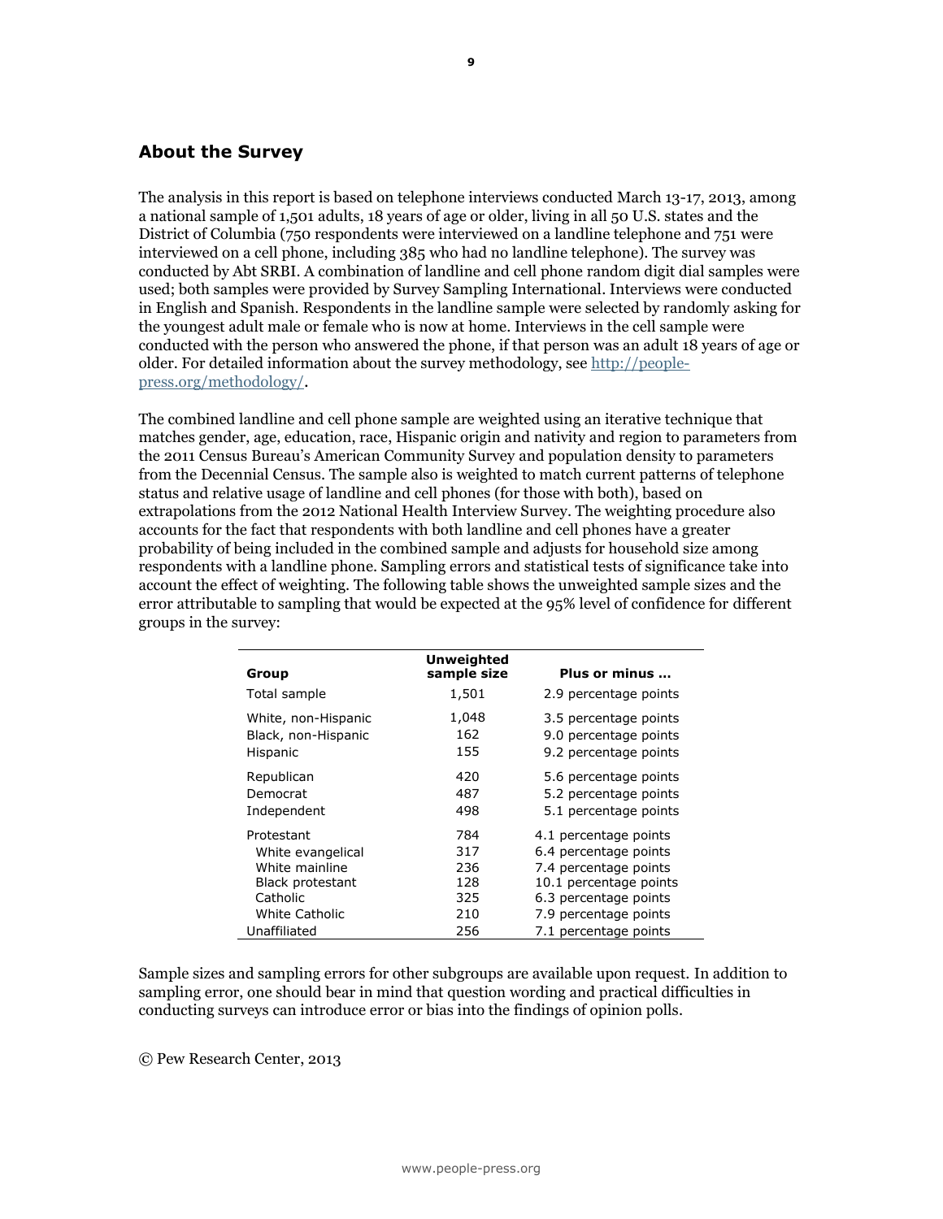## About the Survey

The analysis in this report is based on telephone interviews conducted March 13-17, 2013, among a national sample of 1,501 adults, 18 years of age or older, living in all 50 U.S. states and the District of Columbia (750 respondents were interviewed on a landline telephone and 751 were interviewed on a cell phone, including 385 who had no landline telephone). The survey was conducted by Abt SRBI. A combination of landline and cell phone random digit dial samples were used; both samples were provided by Survey Sampling International. Interviews were conducted in English and Spanish. Respondents in the landline sample were selected by randomly asking for the youngest adult male or female who is now at home. Interviews in the cell sample were conducted with the person who answered the phone, if that person was an adult 18 years of age or older. For detailed information about the survey methodology, see http://people-press.org/methodology/.

The combined landline and cell phone sample are weighted using an iterative technique that matches gender, age, education, race, Hispanic origin and nativity and region to parameters from the 2011 Census Bureau's American Community Survey and population density to parameters from the Decennial Census. The sample also is weighted to match current patterns of telephone status and relative usage of landline and cell phones (for those with both), based on extrapolations from the 2012 National Health Interview Survey. The weighting procedure also accounts for the fact that respondents with both landline and cell phones have a greater probability of being included in the combined sample and adjusts for household size among respondents with a landline phone. Sampling errors and statistical tests of significance take into account the effect of weighting. The following table shows the unweighted sample sizes and the error attributable to sampling that would be expected at the 95% level of confidence for different groups in the survey:

| Group | Unweighted sample size | Plus or minus ... |
|---|---|---|
| Total sample | 1,501 | 2.9 percentage points |
| White, non-Hispanic | 1,048 | 3.5 percentage points |
| Black, non-Hispanic | 162 | 9.0 percentage points |
| Hispanic | 155 | 9.2 percentage points |
| Republican | 420 | 5.6 percentage points |
| Democrat | 487 | 5.2 percentage points |
| Independent | 498 | 5.1 percentage points |
| Protestant | 784 | 4.1 percentage points |
| White evangelical | 317 | 6.4 percentage points |
| White mainline | 236 | 7.4 percentage points |
| Black protestant | 128 | 10.1 percentage points |
| Catholic | 325 | 6.3 percentage points |
| White Catholic | 210 | 7.9 percentage points |
| Unaffiliated | 256 | 7.1 percentage points |

Sample sizes and sampling errors for other subgroups are available upon request. In addition to sampling error, one should bear in mind that question wording and practical difficulties in conducting surveys can introduce error or bias into the findings of opinion polls.

© Pew Research Center, 2013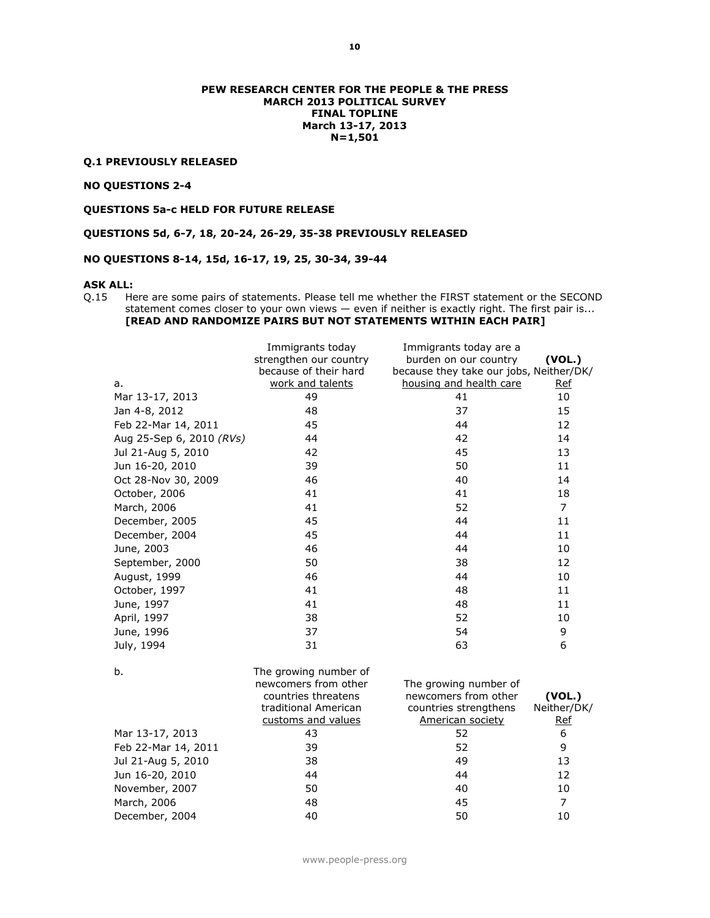**PEW RESEARCH CENTER FOR THE PEOPLE & THE PRESS**
**MARCH 2013 POLITICAL SURVEY**
**FINAL TOPLINE**
**March 13-17, 2013**
**N=1,501**

**Q.1 PREVIOUSLY RELEASED**

**NO QUESTIONS 2-4**

**QUESTIONS 5a-c HELD FOR FUTURE RELEASE**

**QUESTIONS 5d, 6-7, 18, 20-24, 26-29, 35-38 PREVIOUSLY RELEASED**

**NO QUESTIONS 8-14, 15d, 16-17, 19, 25, 30-34, 39-44**

**ASK ALL:**

Q.15 Here are some pairs of statements. Please tell me whether the FIRST statement or the SECOND statement comes closer to your own views — even if neither is exactly right. The first pair is... **[READ AND RANDOMIZE PAIRS BUT NOT STATEMENTS WITHIN EACH PAIR]**

| a. | Immigrants today strengthen our country because of their hard work and talents | Immigrants today are a burden on our country because they take our jobs, housing and health care | (VOL.) Neither/DK/Ref |
|---|---|---|---|
| Mar 13-17, 2013 | 49 | 41 | 10 |
| Jan 4-8, 2012 | 48 | 37 | 15 |
| Feb 22-Mar 14, 2011 | 45 | 44 | 12 |
| Aug 25-Sep 6, 2010 *(RVs)* | 44 | 42 | 14 |
| Jul 21-Aug 5, 2010 | 42 | 45 | 13 |
| Jun 16-20, 2010 | 39 | 50 | 11 |
| Oct 28-Nov 30, 2009 | 46 | 40 | 14 |
| October, 2006 | 41 | 41 | 18 |
| March, 2006 | 41 | 52 | 7 |
| December, 2005 | 45 | 44 | 11 |
| December, 2004 | 45 | 44 | 11 |
| June, 2003 | 46 | 44 | 10 |
| September, 2000 | 50 | 38 | 12 |
| August, 1999 | 46 | 44 | 10 |
| October, 1997 | 41 | 48 | 11 |
| June, 1997 | 41 | 48 | 11 |
| April, 1997 | 38 | 52 | 10 |
| June, 1996 | 37 | 54 | 9 |
| July, 1994 | 31 | 63 | 6 |

| b. | The growing number of newcomers from other countries threatens traditional American customs and values | The growing number of newcomers from other countries strengthens American society | (VOL.) Neither/DK/Ref |
|---|---|---|---|
| Mar 13-17, 2013 | 43 | 52 | 6 |
| Feb 22-Mar 14, 2011 | 39 | 52 | 9 |
| Jul 21-Aug 5, 2010 | 38 | 49 | 13 |
| Jun 16-20, 2010 | 44 | 44 | 12 |
| November, 2007 | 50 | 40 | 10 |
| March, 2006 | 48 | 45 | 7 |
| December, 2004 | 40 | 50 | 10 |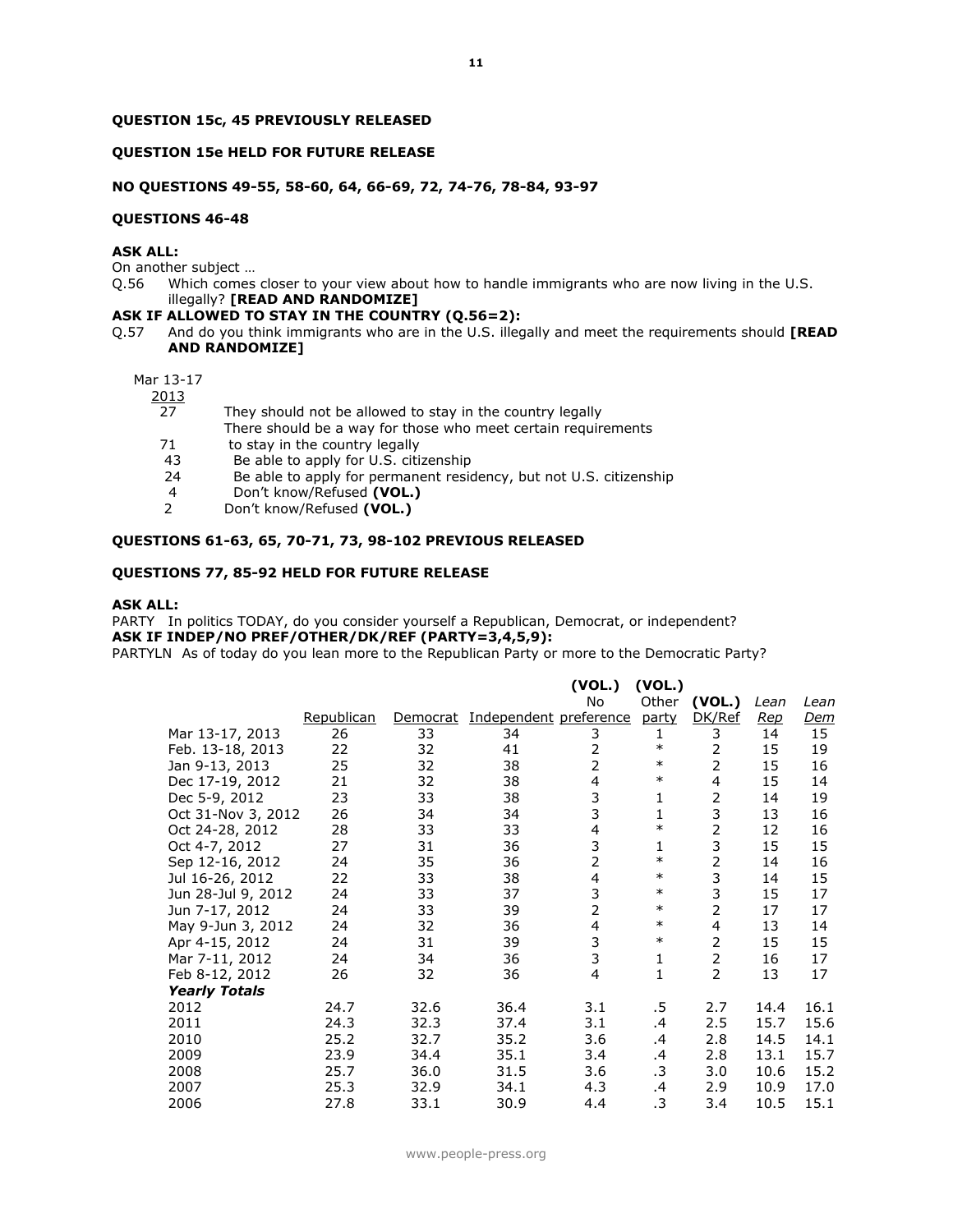**QUESTION 15c, 45 PREVIOUSLY RELEASED**

**QUESTION 15e HELD FOR FUTURE RELEASE**

**NO QUESTIONS 49-55, 58-60, 64, 66-69, 72, 74-76, 78-84, 93-97**

**QUESTIONS 46-48**

**ASK ALL:**

On another subject …

Q.56 Which comes closer to your view about how to handle immigrants who are now living in the U.S. illegally? **[READ AND RANDOMIZE]**

**ASK IF ALLOWED TO STAY IN THE COUNTRY (Q.56=2):**

Q.57 And do you think immigrants who are in the U.S. illegally and meet the requirements should **[READ AND RANDOMIZE]**

| Mar 13-17 2013 | |
|---|---|
| 27 | They should not be allowed to stay in the country legally |
| 71 | There should be a way for those who meet certain requirements to stay in the country legally |
| 43 | Be able to apply for U.S. citizenship |
| 24 | Be able to apply for permanent residency, but not U.S. citizenship |
| 4 | Don't know/Refused **(VOL.)** |
| 2 | Don't know/Refused **(VOL.)** |

**QUESTIONS 61-63, 65, 70-71, 73, 98-102 PREVIOUS RELEASED**

**QUESTIONS 77, 85-92 HELD FOR FUTURE RELEASE**

**ASK ALL:**

PARTY In politics TODAY, do you consider yourself a Republican, Democrat, or independent?

**ASK IF INDEP/NO PREF/OTHER/DK/REF (PARTY=3,4,5,9):**

PARTYLN As of today do you lean more to the Republican Party or more to the Democratic Party?

| | Republican | Democrat | Independent | (VOL.) No preference | (VOL.) Other party | (VOL.) DK/Ref | *Lean Rep* | *Lean Dem* |
|---|---|---|---|---|---|---|---|---|
| Mar 13-17, 2013 | 26 | 33 | 34 | 3 | 1 | 3 | 14 | 15 |
| Feb. 13-18, 2013 | 22 | 32 | 41 | 2 | * | 2 | 15 | 19 |
| Jan 9-13, 2013 | 25 | 32 | 38 | 2 | * | 2 | 15 | 16 |
| Dec 17-19, 2012 | 21 | 32 | 38 | 4 | * | 4 | 15 | 14 |
| Dec 5-9, 2012 | 23 | 33 | 38 | 3 | 1 | 2 | 14 | 19 |
| Oct 31-Nov 3, 2012 | 26 | 34 | 34 | 3 | 1 | 3 | 13 | 16 |
| Oct 24-28, 2012 | 28 | 33 | 33 | 4 | * | 2 | 12 | 16 |
| Oct 4-7, 2012 | 27 | 31 | 36 | 3 | 1 | 3 | 15 | 15 |
| Sep 12-16, 2012 | 24 | 35 | 36 | 2 | * | 2 | 14 | 16 |
| Jul 16-26, 2012 | 22 | 33 | 38 | 4 | * | 3 | 14 | 15 |
| Jun 28-Jul 9, 2012 | 24 | 33 | 37 | 3 | * | 3 | 15 | 17 |
| Jun 7-17, 2012 | 24 | 33 | 39 | 2 | * | 2 | 17 | 17 |
| May 9-Jun 3, 2012 | 24 | 32 | 36 | 4 | * | 4 | 13 | 14 |
| Apr 4-15, 2012 | 24 | 31 | 39 | 3 | * | 2 | 15 | 15 |
| Mar 7-11, 2012 | 24 | 34 | 36 | 3 | 1 | 2 | 16 | 17 |
| Feb 8-12, 2012 | 26 | 32 | 36 | 4 | 1 | 2 | 13 | 17 |
| ***Yearly Totals*** | | | | | | | | |
| 2012 | 24.7 | 32.6 | 36.4 | 3.1 | .5 | 2.7 | 14.4 | 16.1 |
| 2011 | 24.3 | 32.3 | 37.4 | 3.1 | .4 | 2.5 | 15.7 | 15.6 |
| 2010 | 25.2 | 32.7 | 35.2 | 3.6 | .4 | 2.8 | 14.5 | 14.1 |
| 2009 | 23.9 | 34.4 | 35.1 | 3.4 | .4 | 2.8 | 13.1 | 15.7 |
| 2008 | 25.7 | 36.0 | 31.5 | 3.6 | .3 | 3.0 | 10.6 | 15.2 |
| 2007 | 25.3 | 32.9 | 34.1 | 4.3 | .4 | 2.9 | 10.9 | 17.0 |
| 2006 | 27.8 | 33.1 | 30.9 | 4.4 | .3 | 3.4 | 10.5 | 15.1 |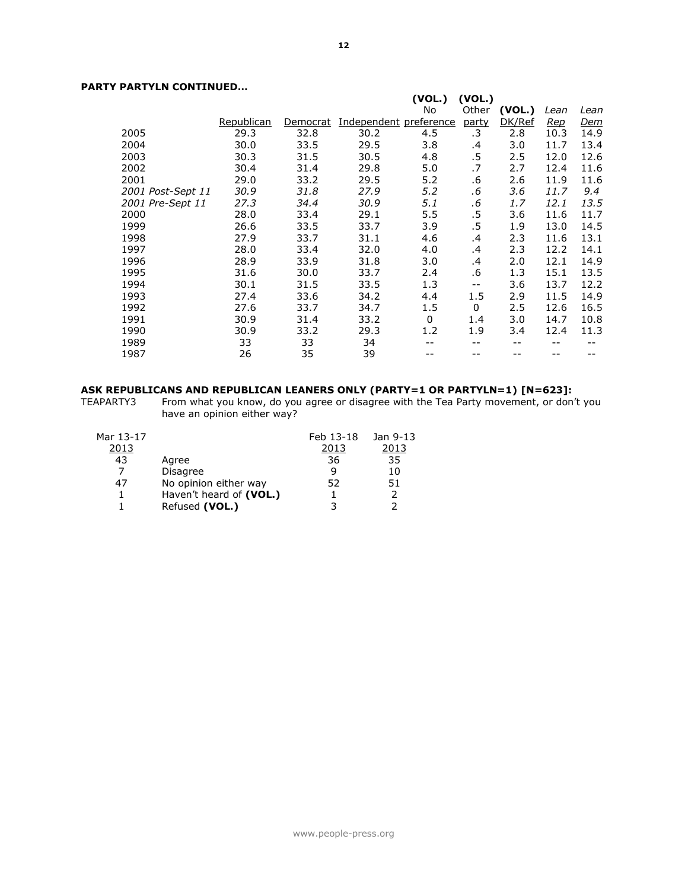**PARTY PARTYLN CONTINUED…**

| | Republican | Democrat | Independent | (VOL.) No preference | (VOL.) Other party | (VOL.) DK/Ref | *Lean Rep* | *Lean Dem* |
|---|---|---|---|---|---|---|---|---|
| 2005 | 29.3 | 32.8 | 30.2 | 4.5 | .3 | 2.8 | 10.3 | 14.9 |
| 2004 | 30.0 | 33.5 | 29.5 | 3.8 | .4 | 3.0 | 11.7 | 13.4 |
| 2003 | 30.3 | 31.5 | 30.5 | 4.8 | .5 | 2.5 | 12.0 | 12.6 |
| 2002 | 30.4 | 31.4 | 29.8 | 5.0 | .7 | 2.7 | 12.4 | 11.6 |
| 2001 | 29.0 | 33.2 | 29.5 | 5.2 | .6 | 2.6 | 11.9 | 11.6 |
| *2001 Post-Sept 11* | *30.9* | *31.8* | *27.9* | *5.2* | *.6* | *3.6* | *11.7* | *9.4* |
| *2001 Pre-Sept 11* | *27.3* | *34.4* | *30.9* | *5.1* | *.6* | *1.7* | *12.1* | *13.5* |
| 2000 | 28.0 | 33.4 | 29.1 | 5.5 | .5 | 3.6 | 11.6 | 11.7 |
| 1999 | 26.6 | 33.5 | 33.7 | 3.9 | .5 | 1.9 | 13.0 | 14.5 |
| 1998 | 27.9 | 33.7 | 31.1 | 4.6 | .4 | 2.3 | 11.6 | 13.1 |
| 1997 | 28.0 | 33.4 | 32.0 | 4.0 | .4 | 2.3 | 12.2 | 14.1 |
| 1996 | 28.9 | 33.9 | 31.8 | 3.0 | .4 | 2.0 | 12.1 | 14.9 |
| 1995 | 31.6 | 30.0 | 33.7 | 2.4 | .6 | 1.3 | 15.1 | 13.5 |
| 1994 | 30.1 | 31.5 | 33.5 | 1.3 | -- | 3.6 | 13.7 | 12.2 |
| 1993 | 27.4 | 33.6 | 34.2 | 4.4 | 1.5 | 2.9 | 11.5 | 14.9 |
| 1992 | 27.6 | 33.7 | 34.7 | 1.5 | 0 | 2.5 | 12.6 | 16.5 |
| 1991 | 30.9 | 31.4 | 33.2 | 0 | 1.4 | 3.0 | 14.7 | 10.8 |
| 1990 | 30.9 | 33.2 | 29.3 | 1.2 | 1.9 | 3.4 | 12.4 | 11.3 |
| 1989 | 33 | 33 | 34 | -- | -- | -- | -- | -- |
| 1987 | 26 | 35 | 39 | -- | -- | -- | -- | -- |

**ASK REPUBLICANS AND REPUBLICAN LEANERS ONLY (PARTY=1 OR PARTYLN=1) [N=623]:**

TEAPARTY3 From what you know, do you agree or disagree with the Tea Party movement, or don't you have an opinion either way?

| Mar 13-17 2013 | | Feb 13-18 2013 | Jan 9-13 2013 |
|---|---|---|---|
| 43 | Agree | 36 | 35 |
| 7 | Disagree | 9 | 10 |
| 47 | No opinion either way | 52 | 51 |
| 1 | Haven't heard of **(VOL.)** | 1 | 2 |
| 1 | Refused **(VOL.)** | 3 | 2 |